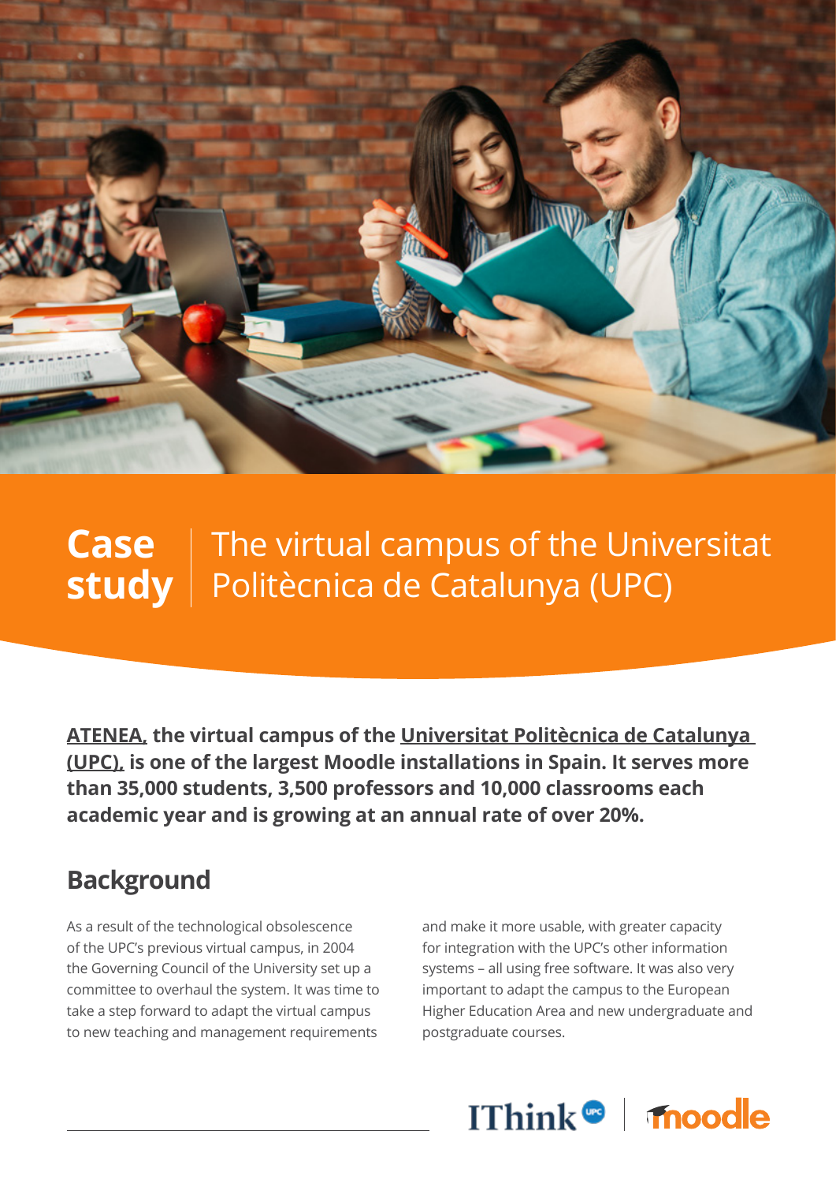# Case study | The virtual campus of the Universitat Politècnica de Catalunya (UPC)

**ATENEA, the virtual campus of the Universitat Politècnica de Catalunya (UPC), is one of the largest Moodle installations in Spain. It serves more than 35,000 students, 3,500 professors and 10,000 classrooms each academic year and is growing at an annual rate of over 20%.**

## Background

As a result of the technological obsolescence of the UPC's previous virtual campus, in 2004 the Governing Council of the University set up a committee to overhaul the system. It was time to take a step forward to adapt the virtual campus to new teaching and management requirements and make it more usable, with greater capacity for integration with the UPC's other information systems – all using free software. It was also very important to adapt the campus to the European Higher Education Area and new undergraduate and postgraduate courses.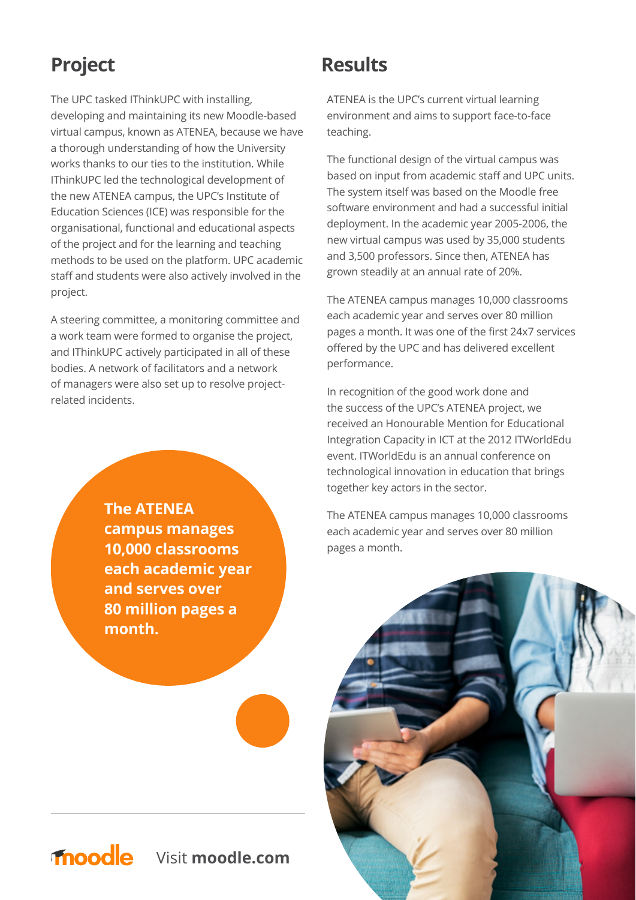## Project

The UPC tasked IThinkUPC with installing, developing and maintaining its new Moodle-based virtual campus, known as ATENEA, because we have a thorough understanding of how the University works thanks to our ties to the institution. While IThinkUPC led the technological development of the new ATENEA campus, the UPC's Institute of Education Sciences (ICE) was responsible for the organisational, functional and educational aspects of the project and for the learning and teaching methods to be used on the platform. UPC academic staff and students were also actively involved in the project.

A steering committee, a monitoring committee and a work team were formed to organise the project, and IThinkUPC actively participated in all of these bodies. A network of facilitators and a network of managers were also set up to resolve project-related incidents.

**The ATENEA campus manages 10,000 classrooms each academic year and serves over 80 million pages a month.**

## Results

ATENEA is the UPC's current virtual learning environment and aims to support face-to-face teaching.

The functional design of the virtual campus was based on input from academic staff and UPC units. The system itself was based on the Moodle free software environment and had a successful initial deployment. In the academic year 2005-2006, the new virtual campus was used by 35,000 students and 3,500 professors. Since then, ATENEA has grown steadily at an annual rate of 20%.

The ATENEA campus manages 10,000 classrooms each academic year and serves over 80 million pages a month. It was one of the first 24x7 services offered by the UPC and has delivered excellent performance.

In recognition of the good work done and the success of the UPC's ATENEA project, we received an Honourable Mention for Educational Integration Capacity in ICT at the 2012 ITWorldEdu event. ITWorldEdu is an annual conference on technological innovation in education that brings together key actors in the sector.

The ATENEA campus manages 10,000 classrooms each academic year and serves over 80 million pages a month.

moodle Visit **moodle.com**